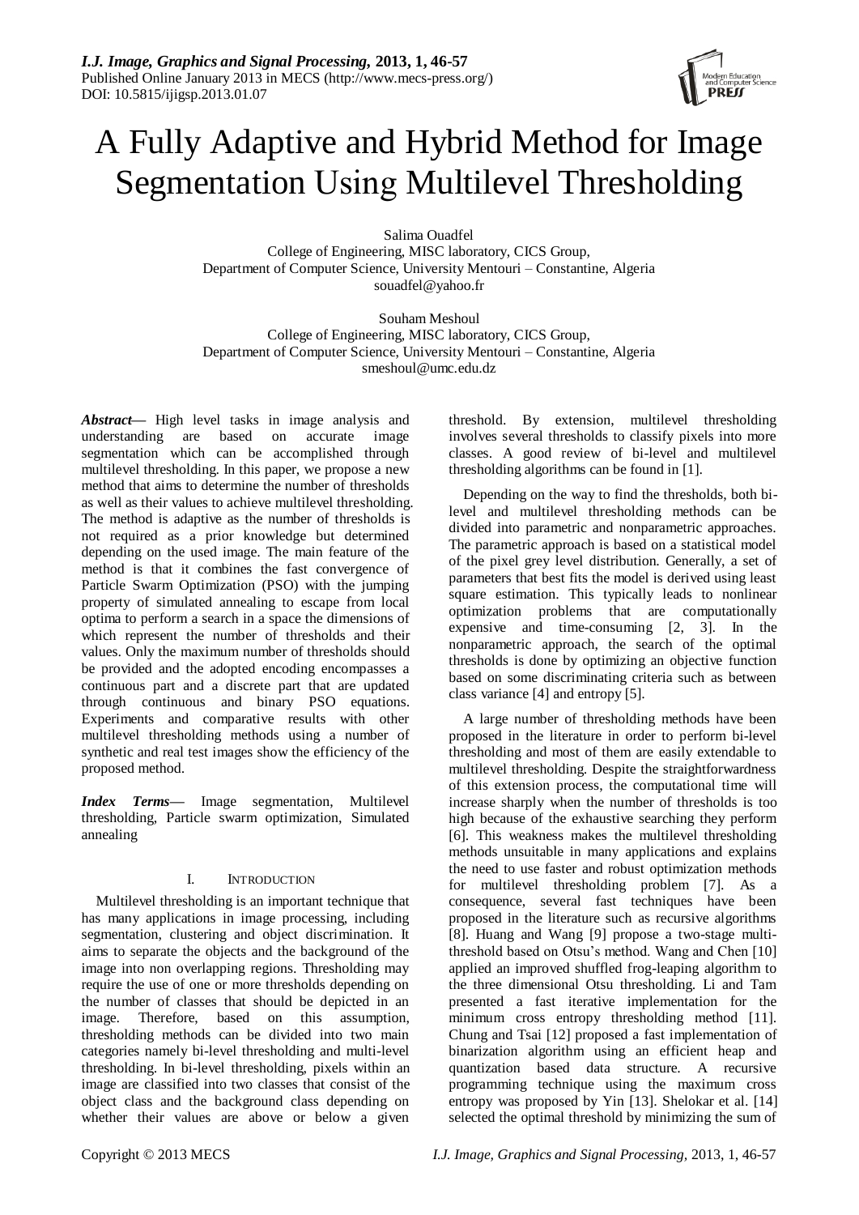# A Fully Adaptive and Hybrid Method for Image Segmentation Using Multilevel Thresholding

Salima Ouadfel
College of Engineering, MISC laboratory, CICS Group,
Department of Computer Science, University Mentouri – Constantine, Algeria
souadfel@yahoo.fr

Souham Meshoul
College of Engineering, MISC laboratory, CICS Group,
Department of Computer Science, University Mentouri – Constantine, Algeria
smeshoul@umc.edu.dz

***Abstract*—** High level tasks in image analysis and understanding are based on accurate image segmentation which can be accomplished through multilevel thresholding. In this paper, we propose a new method that aims to determine the number of thresholds as well as their values to achieve multilevel thresholding. The method is adaptive as the number of thresholds is not required as a prior knowledge but determined depending on the used image. The main feature of the method is that it combines the fast convergence of Particle Swarm Optimization (PSO) with the jumping property of simulated annealing to escape from local optima to perform a search in a space the dimensions of which represent the number of thresholds and their values. Only the maximum number of thresholds should be provided and the adopted encoding encompasses a continuous part and a discrete part that are updated through continuous and binary PSO equations. Experiments and comparative results with other multilevel thresholding methods using a number of synthetic and real test images show the efficiency of the proposed method.

***Index Terms*—** Image segmentation, Multilevel thresholding, Particle swarm optimization, Simulated annealing

## I. Introduction

Multilevel thresholding is an important technique that has many applications in image processing, including segmentation, clustering and object discrimination. It aims to separate the objects and the background of the image into non overlapping regions. Thresholding may require the use of one or more thresholds depending on the number of classes that should be depicted in an image. Therefore, based on this assumption, thresholding methods can be divided into two main categories namely bi-level thresholding and multi-level thresholding. In bi-level thresholding, pixels within an image are classified into two classes that consist of the object class and the background class depending on whether their values are above or below a given threshold. By extension, multilevel thresholding involves several thresholds to classify pixels into more classes. A good review of bi-level and multilevel thresholding algorithms can be found in [1].

Depending on the way to find the thresholds, both bi-level and multilevel thresholding methods can be divided into parametric and nonparametric approaches. The parametric approach is based on a statistical model of the pixel grey level distribution. Generally, a set of parameters that best fits the model is derived using least square estimation. This typically leads to nonlinear optimization problems that are computationally expensive and time-consuming [2, 3]. In the nonparametric approach, the search of the optimal thresholds is done by optimizing an objective function based on some discriminating criteria such as between class variance [4] and entropy [5].

A large number of thresholding methods have been proposed in the literature in order to perform bi-level thresholding and most of them are easily extendable to multilevel thresholding. Despite the straightforwardness of this extension process, the computational time will increase sharply when the number of thresholds is too high because of the exhaustive searching they perform [6]. This weakness makes the multilevel thresholding methods unsuitable in many applications and explains the need to use faster and robust optimization methods for multilevel thresholding problem [7]. As a consequence, several fast techniques have been proposed in the literature such as recursive algorithms [8]. Huang and Wang [9] propose a two-stage multi-threshold based on Otsu's method. Wang and Chen [10] applied an improved shuffled frog-leaping algorithm to the three dimensional Otsu thresholding. Li and Tam presented a fast iterative implementation for the minimum cross entropy thresholding method [11]. Chung and Tsai [12] proposed a fast implementation of binarization algorithm using an efficient heap and quantization based data structure. A recursive programming technique using the maximum cross entropy was proposed by Yin [13]. Shelokar et al. [14] selected the optimal threshold by minimizing the sum of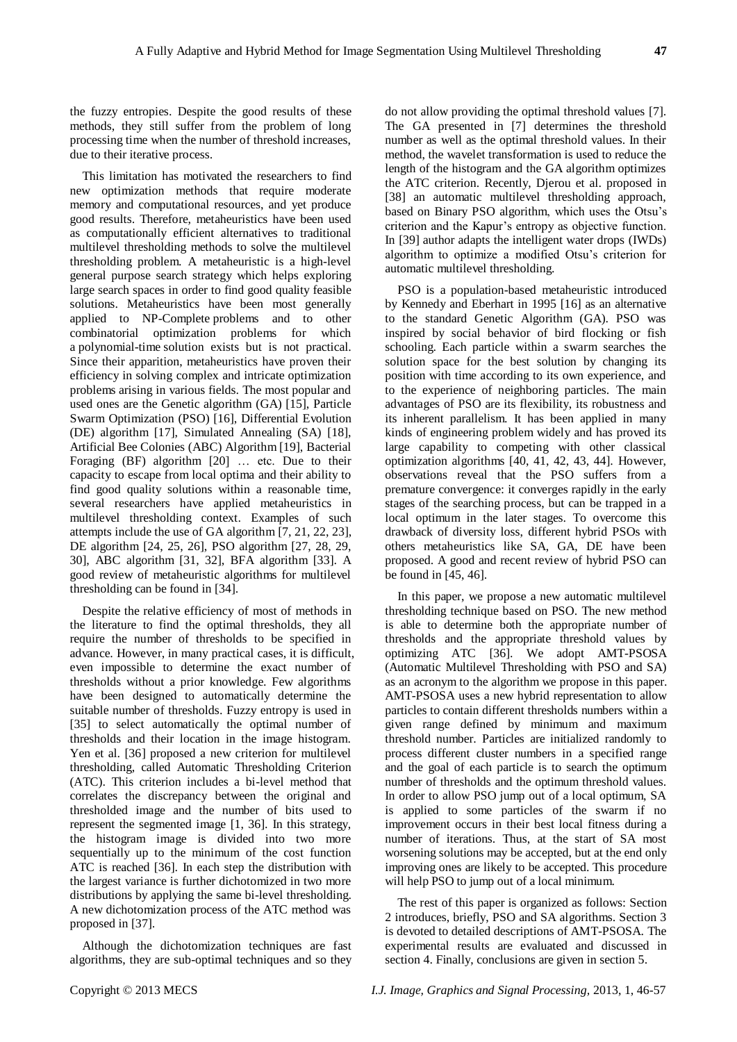the fuzzy entropies. Despite the good results of these methods, they still suffer from the problem of long processing time when the number of threshold increases, due to their iterative process.

This limitation has motivated the researchers to find new optimization methods that require moderate memory and computational resources, and yet produce good results. Therefore, metaheuristics have been used as computationally efficient alternatives to traditional multilevel thresholding methods to solve the multilevel thresholding problem. A metaheuristic is a high-level general purpose search strategy which helps exploring large search spaces in order to find good quality feasible solutions. Metaheuristics have been most generally applied to NP-Complete problems and to other combinatorial optimization problems for which a polynomial-time solution exists but is not practical. Since their apparition, metaheuristics have proven their efficiency in solving complex and intricate optimization problems arising in various fields. The most popular and used ones are the Genetic algorithm (GA) [15], Particle Swarm Optimization (PSO) [16], Differential Evolution (DE) algorithm [17], Simulated Annealing (SA) [18], Artificial Bee Colonies (ABC) Algorithm [19], Bacterial Foraging (BF) algorithm [20] … etc. Due to their capacity to escape from local optima and their ability to find good quality solutions within a reasonable time, several researchers have applied metaheuristics in multilevel thresholding context. Examples of such attempts include the use of GA algorithm [7, 21, 22, 23], DE algorithm [24, 25, 26], PSO algorithm [27, 28, 29, 30], ABC algorithm [31, 32], BFA algorithm [33]. A good review of metaheuristic algorithms for multilevel thresholding can be found in [34].

Despite the relative efficiency of most of methods in the literature to find the optimal thresholds, they all require the number of thresholds to be specified in advance. However, in many practical cases, it is difficult, even impossible to determine the exact number of thresholds without a prior knowledge. Few algorithms have been designed to automatically determine the suitable number of thresholds. Fuzzy entropy is used in [35] to select automatically the optimal number of thresholds and their location in the image histogram. Yen et al. [36] proposed a new criterion for multilevel thresholding, called Automatic Thresholding Criterion (ATC). This criterion includes a bi-level method that correlates the discrepancy between the original and thresholded image and the number of bits used to represent the segmented image [1, 36]. In this strategy, the histogram image is divided into two more sequentially up to the minimum of the cost function ATC is reached [36]. In each step the distribution with the largest variance is further dichotomized in two more distributions by applying the same bi-level thresholding. A new dichotomization process of the ATC method was proposed in [37].

Although the dichotomization techniques are fast algorithms, they are sub-optimal techniques and so they do not allow providing the optimal threshold values [7]. The GA presented in [7] determines the threshold number as well as the optimal threshold values. In their method, the wavelet transformation is used to reduce the length of the histogram and the GA algorithm optimizes the ATC criterion. Recently, Djerou et al. proposed in [38] an automatic multilevel thresholding approach, based on Binary PSO algorithm, which uses the Otsu's criterion and the Kapur's entropy as objective function. In [39] author adapts the intelligent water drops (IWDs) algorithm to optimize a modified Otsu's criterion for automatic multilevel thresholding.

PSO is a population-based metaheuristic introduced by Kennedy and Eberhart in 1995 [16] as an alternative to the standard Genetic Algorithm (GA). PSO was inspired by social behavior of bird flocking or fish schooling. Each particle within a swarm searches the solution space for the best solution by changing its position with time according to its own experience, and to the experience of neighboring particles. The main advantages of PSO are its flexibility, its robustness and its inherent parallelism. It has been applied in many kinds of engineering problem widely and has proved its large capability to competing with other classical optimization algorithms [40, 41, 42, 43, 44]. However, observations reveal that the PSO suffers from a premature convergence: it converges rapidly in the early stages of the searching process, but can be trapped in a local optimum in the later stages. To overcome this drawback of diversity loss, different hybrid PSOs with others metaheuristics like SA, GA, DE have been proposed. A good and recent review of hybrid PSO can be found in [45, 46].

In this paper, we propose a new automatic multilevel thresholding technique based on PSO. The new method is able to determine both the appropriate number of thresholds and the appropriate threshold values by optimizing ATC [36]. We adopt AMT-PSOSA (Automatic Multilevel Thresholding with PSO and SA) as an acronym to the algorithm we propose in this paper. AMT-PSOSA uses a new hybrid representation to allow particles to contain different thresholds numbers within a given range defined by minimum and maximum threshold number. Particles are initialized randomly to process different cluster numbers in a specified range and the goal of each particle is to search the optimum number of thresholds and the optimum threshold values. In order to allow PSO jump out of a local optimum, SA is applied to some particles of the swarm if no improvement occurs in their best local fitness during a number of iterations. Thus, at the start of SA most worsening solutions may be accepted, but at the end only improving ones are likely to be accepted. This procedure will help PSO to jump out of a local minimum.

The rest of this paper is organized as follows: Section 2 introduces, briefly, PSO and SA algorithms. Section 3 is devoted to detailed descriptions of AMT-PSOSA. The experimental results are evaluated and discussed in section 4. Finally, conclusions are given in section 5.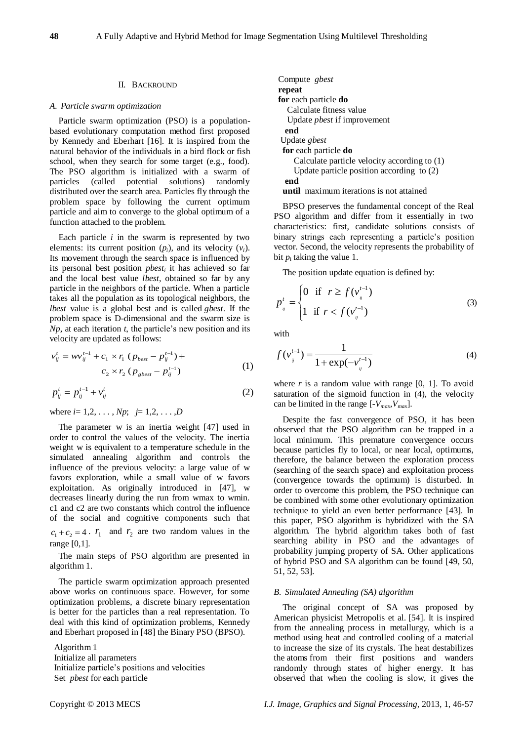## II. BACKROUND

### A. Particle swarm optimization

Particle swarm optimization (PSO) is a population-based evolutionary computation method first proposed by Kennedy and Eberhart [16]. It is inspired from the natural behavior of the individuals in a bird flock or fish school, when they search for some target (e.g., food). The PSO algorithm is initialized with a swarm of particles (called potential solutions) randomly distributed over the search area. Particles fly through the problem space by following the current optimum particle and aim to converge to the global optimum of a function attached to the problem.

Each particle *i* in the swarm is represented by two elements: its current position ($p_i$), and its velocity ($v_i$). Its movement through the search space is influenced by its personal best position $pbest_i$ it has achieved so far and the local best value *lbest*, obtained so far by any particle in the neighbors of the particle. When a particle takes all the population as its topological neighbors, the *lbest* value is a global best and is called *gbest*. If the problem space is D-dimensional and the swarm size is *Np*, at each iteration *t*, the particle's new position and its velocity are updated as follows:

$$v_{ij}^{t} = wv_{ij}^{t-1} + c_1 \times r_1\,(p_{best} - p_{ij}^{t-1}) + c_2 \times r_2\,(p_{gbest} - p_{ij}^{t-1}) \tag{1}$$

$$p_{ij}^{t} = p_{ij}^{t-1} + v_{ij}^{t} \tag{2}$$

where $i= 1,2, \ldots , Np$; $j= 1,2, \ldots ,D$

The parameter w is an inertia weight [47] used in order to control the values of the velocity. The inertia weight w is equivalent to a temperature schedule in the simulated annealing algorithm and controls the influence of the previous velocity: a large value of w favors exploration, while a small value of w favors exploitation. As originally introduced in [47], w decreases linearly during the run from wmax to wmin. c1 and c2 are two constants which control the influence of the social and cognitive components such that $c_1 + c_2 = 4$. $r_1$ and $r_2$ are two random values in the range [0,1].

The main steps of PSO algorithm are presented in algorithm 1.

The particle swarm optimization approach presented above works on continuous space. However, for some optimization problems, a discrete binary representation is better for the particles than a real representation. To deal with this kind of optimization problems, Kennedy and Eberhart proposed in [48] the Binary PSO (BPSO).

```
Algorithm 1
Initialize all parameters
Initialize particle's positions and velocities
Set pbest for each particle
Compute gbest
repeat
for each particle do
   Calculate fitness value
   Update pbest if improvement
 end
 Update gbest
 for each particle do
    Calculate particle velocity according to (1)
    Update particle position according to (2)
 end
 until maximum iterations is not attained
```

BPSO preserves the fundamental concept of the Real PSO algorithm and differ from it essentially in two characteristics: first, candidate solutions consists of binary strings each representing a particle's position vector. Second, the velocity represents the probability of bit $p_i$ taking the value 1.

The position update equation is defined by:

$$p_{ij}^{t} = \begin{cases} 0 & \text{if } r \geq f(v_{ij}^{t-1}) \\ 1 & \text{if } r < f(v_{ij}^{t-1}) \end{cases} \tag{3}$$

with

$$f(v_{ij}^{t-1}) = \frac{1}{1 + \exp(-v_{ij}^{t-1})} \tag{4}$$

where *r* is a random value with range [0, 1]. To avoid saturation of the sigmoid function in (4), the velocity can be limited in the range $[-V_{max}, V_{max}]$.

Despite the fast convergence of PSO, it has been observed that the PSO algorithm can be trapped in a local minimum. This premature convergence occurs because particles fly to local, or near local, optimums, therefore, the balance between the exploration process (searching of the search space) and exploitation process (convergence towards the optimum) is disturbed. In order to overcome this problem, the PSO technique can be combined with some other evolutionary optimization technique to yield an even better performance [43]. In this paper, PSO algorithm is hybridized with the SA algorithm. The hybrid algorithm takes both of fast searching ability in PSO and the advantages of probability jumping property of SA. Other applications of hybrid PSO and SA algorithm can be found [49, 50, 51, 52, 53].

### B. Simulated Annealing (SA) algorithm

The original concept of SA was proposed by American physicist Metropolis et al. [54]. It is inspired from the annealing process in metallurgy, which is a method using heat and controlled cooling of a material to increase the size of its crystals. The heat destabilizes the atoms from their first positions and wanders randomly through states of higher energy. It has observed that when the cooling is slow, it gives the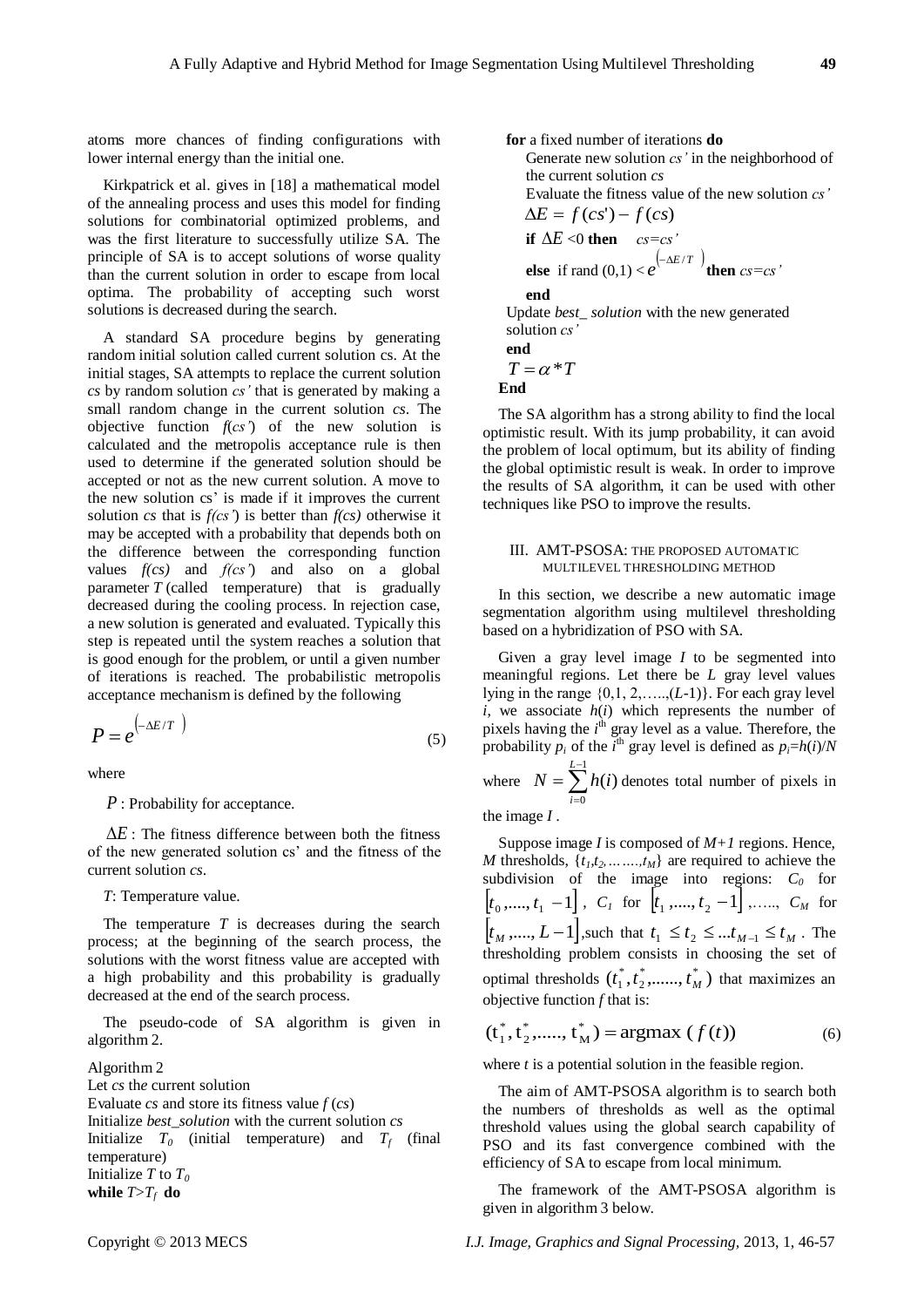atoms more chances of finding configurations with lower internal energy than the initial one.

Kirkpatrick et al. gives in [18] a mathematical model of the annealing process and uses this model for finding solutions for combinatorial optimized problems, and was the first literature to successfully utilize SA. The principle of SA is to accept solutions of worse quality than the current solution in order to escape from local optima. The probability of accepting such worst solutions is decreased during the search.

A standard SA procedure begins by generating random initial solution called current solution cs. At the initial stages, SA attempts to replace the current solution *cs* by random solution *cs'* that is generated by making a small random change in the current solution *cs*. The objective function *f*(*cs'*) of the new solution is calculated and the metropolis acceptance rule is then used to determine if the generated solution should be accepted or not as the new current solution. A move to the new solution cs' is made if it improves the current solution *cs* that is *f(cs')* is better than *f(cs)* otherwise it may be accepted with a probability that depends both on the difference between the corresponding function values *f(cs)* and *f(cs')* and also on a global parameter *T* (called temperature) that is gradually decreased during the cooling process. In rejection case, a new solution is generated and evaluated. Typically this step is repeated until the system reaches a solution that is good enough for the problem, or until a given number of iterations is reached. The probabilistic metropolis acceptance mechanism is defined by the following

$$P = e^{\left(-\Delta E / T\right)} \tag{5}$$

where

$P$ : Probability for acceptance.

$\Delta E$ : The fitness difference between both the fitness of the new generated solution cs' and the fitness of the current solution *cs*.

*T*: Temperature value.

The temperature *T* is decreases during the search process; at the beginning of the search process, the solutions with the worst fitness value are accepted with a high probability and this probability is gradually decreased at the end of the search process.

The pseudo-code of SA algorithm is given in algorithm 2.

Algorithm 2
Let *cs* the current solution
Evaluate *cs* and store its fitness value $f$ (*cs*)
Initialize *best_solution* with the current solution *cs*
Initialize $T_0$ (initial temperature) and $T_f$ (final temperature)
Initialize *T* to $T_0$
**while** $T>T_f$ **do**
&nbsp;&nbsp;**for** a fixed number of iterations **do**
&nbsp;&nbsp;&nbsp;&nbsp;Generate new solution *cs'* in the neighborhood of the current solution *cs*
&nbsp;&nbsp;&nbsp;&nbsp;Evaluate the fitness value of the new solution *cs'*
&nbsp;&nbsp;&nbsp;&nbsp;$\Delta E = f(cs') - f(cs)$
&nbsp;&nbsp;&nbsp;&nbsp;**if** $\Delta E < 0$ **then** *cs=cs'*
&nbsp;&nbsp;&nbsp;&nbsp;**else** if rand (0,1) < $e^{\left(-\Delta E / T\right)}$ **then** *cs=cs'*
&nbsp;&nbsp;&nbsp;&nbsp;**end**
&nbsp;&nbsp;Update *best_ solution* with the new generated solution *cs'*
&nbsp;&nbsp;**end**
&nbsp;&nbsp;$T = \alpha * T$
**End**

The SA algorithm has a strong ability to find the local optimistic result. With its jump probability, it can avoid the problem of local optimum, but its ability of finding the global optimistic result is weak. In order to improve the results of SA algorithm, it can be used with other techniques like PSO to improve the results.

## III. AMT-PSOSA: THE PROPOSED AUTOMATIC MULTILEVEL THRESHOLDING METHOD

In this section, we describe a new automatic image segmentation algorithm using multilevel thresholding based on a hybridization of PSO with SA.

Given a gray level image *I* to be segmented into meaningful regions. Let there be *L* gray level values lying in the range {0,1, 2,…..,(*L*-1)}. For each gray level *i*, we associate *h*(*i*) which represents the number of pixels having the $i^{th}$ gray level as a value. Therefore, the probability $p_i$ of the $i^{th}$ gray level is defined as $p_i=h(i)/N$ where $N = \sum_{i=0}^{L-1} h(i)$ denotes total number of pixels in the image *I* .

Suppose image *I* is composed of *M+1* regions. Hence, *M* thresholds, $\{t_1,t_2,\ldots\ldots,t_M\}$ are required to achieve the subdivision of the image into regions: $C_0$ for $[t_0,\ldots,t_1-1]$, $C_1$ for $[t_1,\ldots,t_2-1]$,….., $C_M$ for $[t_M,\ldots,L-1]$, such that $t_1 \le t_2 \le \ldots t_{M-1} \le t_M$. The thresholding problem consists in choosing the set of optimal thresholds $(t_1^*,t_2^*,\ldots\ldots,t_M^*)$ that maximizes an objective function *f* that is:

$$(\mathrm{t}_1^*, \mathrm{t}_2^*, \ldots.., \mathrm{t}_\mathrm{M}^*) = \mathrm{argmax}\ (f(t)) \tag{6}$$

where *t* is a potential solution in the feasible region.

The aim of AMT-PSOSA algorithm is to search both the numbers of thresholds as well as the optimal threshold values using the global search capability of PSO and its fast convergence combined with the efficiency of SA to escape from local minimum.

The framework of the AMT-PSOSA algorithm is given in algorithm 3 below.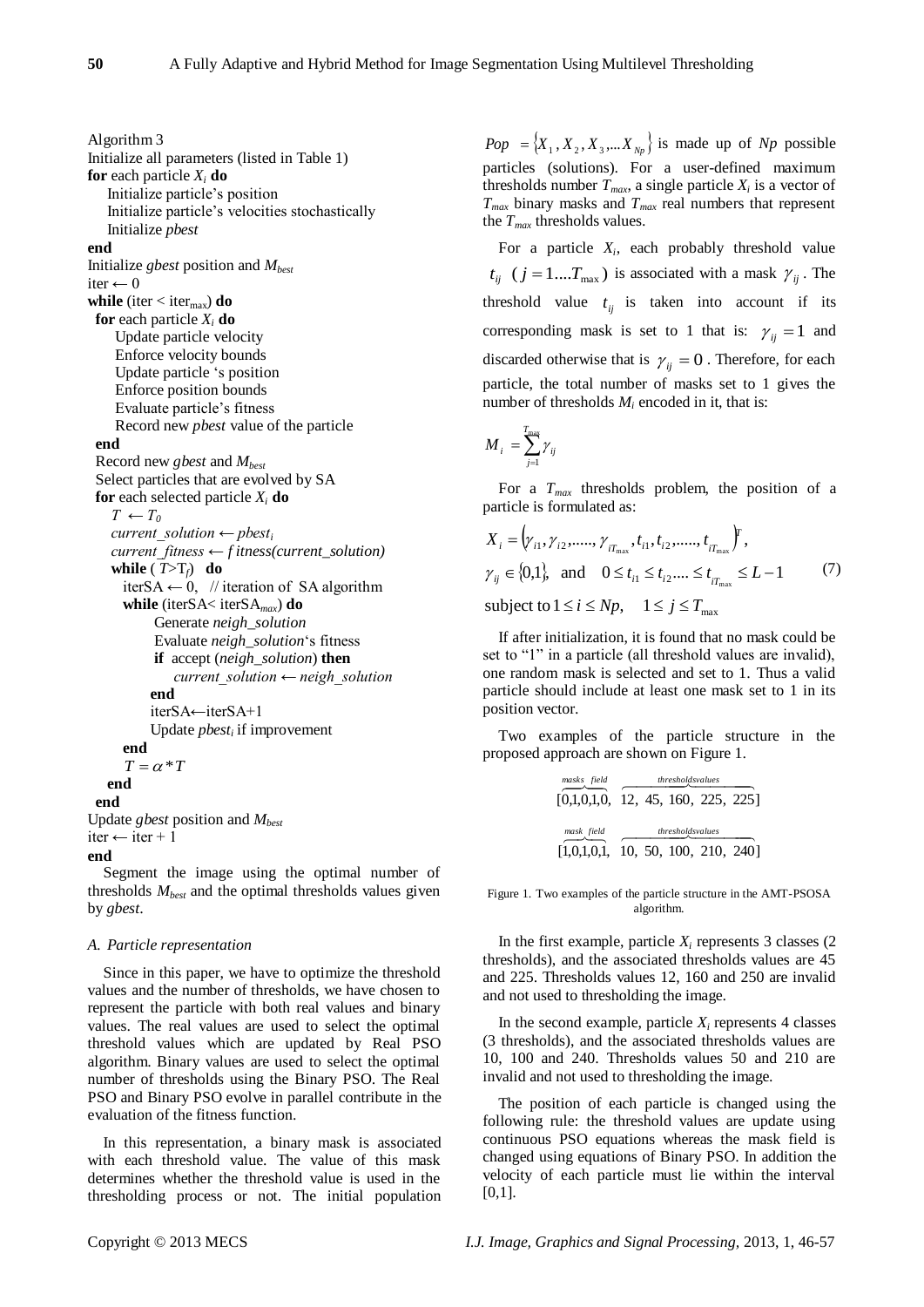Algorithm 3
Initialize all parameters (listed in Table 1)
**for** each particle $X_i$ **do**
    Initialize particle's position
    Initialize particle's velocities stochastically
    Initialize *pbest*
**end**
Initialize *gbest* position and $M_{best}$
iter ← 0
**while** (iter < iter$_{max}$) **do**
  **for** each particle $X_i$ **do**
      Update particle velocity
      Enforce velocity bounds
      Update particle 's position
      Enforce position bounds
      Evaluate particle's fitness
      Record new *pbest* value of the particle
  **end**
  Record new *gbest* and $M_{best}$
  Select particles that are evolved by SA
  **for** each selected particle $X_i$ **do**
    $T \leftarrow T_0$
    *current_solution ← pbest$_i$*
    *current_fitness ← fitness(current_solution)*
    **while** ( $T$>$T_f$)  **do**
      iterSA ← 0,   // iteration of  SA algorithm
      **while** (iterSA< iterSA$_{max}$) **do**
          Generate *neigh_solution*
          Evaluate *neigh_solution*'s fitness
          **if**  accept (*neigh_solution*) **then**
              *current_solution ← neigh_solution*
          **end**
          iterSA←iterSA+1
          Update *pbest$_i$* if improvement
      **end**
      $T = \alpha * T$
    **end**
  **end**
Update *gbest* position and $M_{best}$
iter ← iter + 1
**end**

Segment the image using the optimal number of thresholds $M_{best}$ and the optimal thresholds values given by *gbest*.

### *A. Particle representation*

Since in this paper, we have to optimize the threshold values and the number of thresholds, we have chosen to represent the particle with both real values and binary values. The real values are used to select the optimal threshold values which are updated by Real PSO algorithm. Binary values are used to select the optimal number of thresholds using the Binary PSO. The Real PSO and Binary PSO evolve in parallel contribute in the evaluation of the fitness function.

In this representation, a binary mask is associated with each threshold value. The value of this mask determines whether the threshold value is used in the thresholding process or not. The initial population $Pop = \{X_1, X_2, X_3, ... X_{Np}\}$ is made up of *Np* possible particles (solutions). For a user-defined maximum thresholds number $T_{max}$, a single particle $X_i$ is a vector of $T_{max}$ binary masks and $T_{max}$ real numbers that represent the $T_{max}$ thresholds values.

For a particle $X_i$, each probably threshold value $t_{ij}$ $(j = 1....T_{max})$ is associated with a mask $\gamma_{ij}$. The threshold value $t_{ij}$ is taken into account if its corresponding mask is set to 1 that is: $\gamma_{ij} = 1$ and discarded otherwise that is $\gamma_{ij} = 0$. Therefore, for each particle, the total number of masks set to 1 gives the number of thresholds $M_i$ encoded in it, that is:

$$M_i = \sum_{j=1}^{T_{max}} \gamma_{ij}$$

For a $T_{max}$ thresholds problem, the position of a particle is formulated as:

$$X_i = \left(\gamma_{i1}, \gamma_{i2}, ....., \gamma_{iT_{max}}, t_{i1}, t_{i2}, ....., t_{iT_{max}}\right)^T,$$
$$\gamma_{ij} \in \{0,1\}, \text{ and } \quad 0 \le t_{i1} \le t_{i2} .... \le t_{iT_{max}} \le L-1 \qquad (7)$$
$$\text{subject to } 1 \le i \le Np, \quad 1 \le j \le T_{max}$$

If after initialization, it is found that no mask could be set to "1" in a particle (all threshold values are invalid), one random mask is selected and set to 1. Thus a valid particle should include at least one mask set to 1 in its position vector.

Two examples of the particle structure in the proposed approach are shown on Figure 1.

$$[\overbrace{0,1,0,1,0,}^{masks\ \ field}\ \overbrace{12,\ 45,\ 160,\ 225,\ 225}^{thresholds values}]$$

$$[\overbrace{1,0,1,0,1,}^{mask\ \ field}\ \overbrace{10,\ 50,\ 100,\ 210,\ 240}^{thresholds values}]$$

Figure 1. Two examples of the particle structure in the AMT-PSOSA algorithm.

In the first example, particle $X_i$ represents 3 classes (2 thresholds), and the associated thresholds values are 45 and 225. Thresholds values 12, 160 and 250 are invalid and not used to thresholding the image.

In the second example, particle $X_i$ represents 4 classes (3 thresholds), and the associated thresholds values are 10, 100 and 240. Thresholds values 50 and 210 are invalid and not used to thresholding the image.

The position of each particle is changed using the following rule: the threshold values are update using continuous PSO equations whereas the mask field is changed using equations of Binary PSO. In addition the velocity of each particle must lie within the interval [0,1].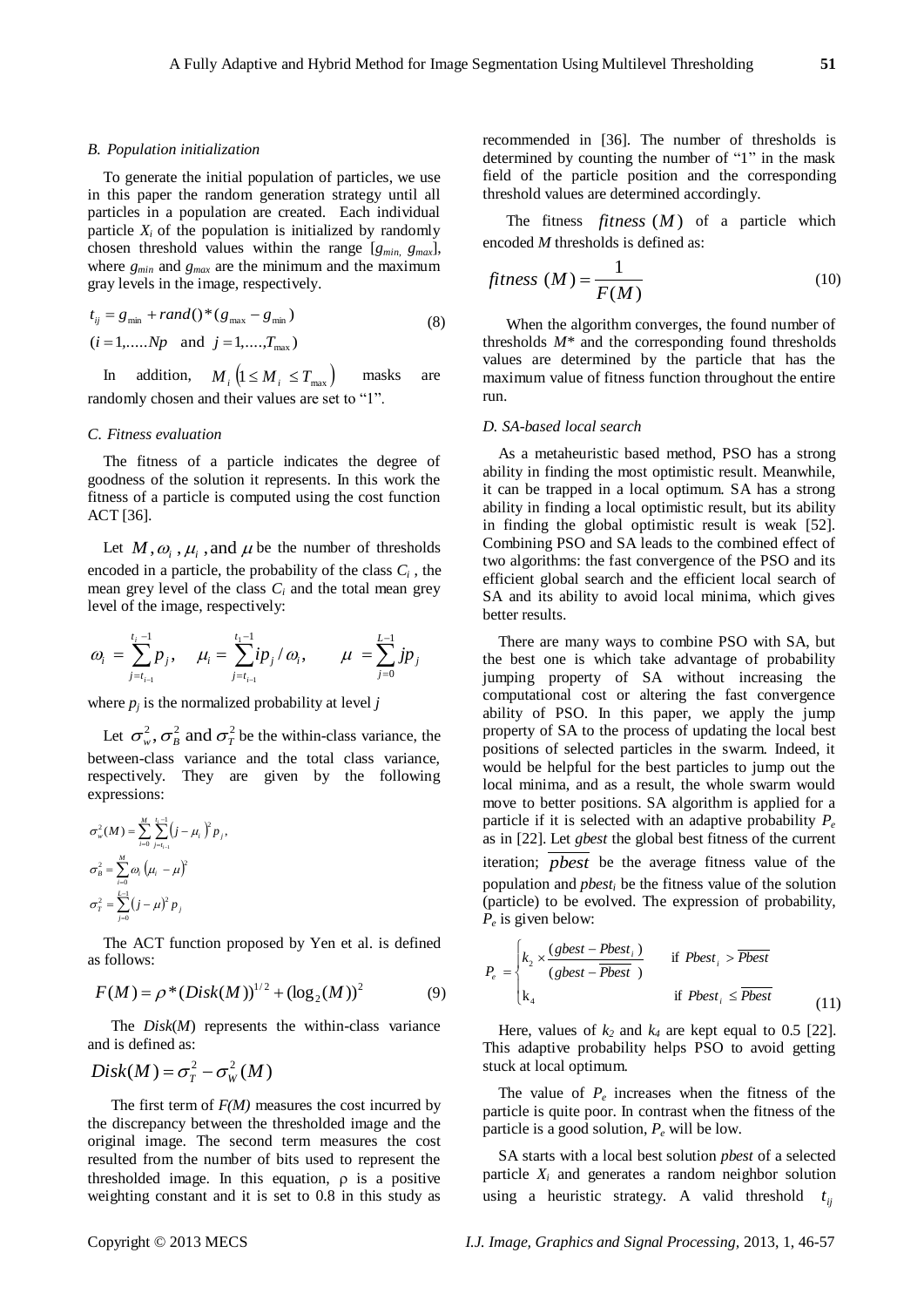### B. Population initialization

To generate the initial population of particles, we use in this paper the random generation strategy until all particles in a population are created. Each individual particle $X_i$ of the population is initialized by randomly chosen threshold values within the range $[g_{min}, g_{max}]$, where $g_{min}$ and $g_{max}$ are the minimum and the maximum gray levels in the image, respectively.

$$t_{ij} = g_{\min} + rand()*(g_{\max} - g_{\min}) \tag{8}$$
$$(i = 1, \ldots, Np \quad \text{and} \quad j = 1, \ldots, T_{\max})$$

In addition, $M_i \left(1 \le M_i \le T_{\max}\right)$ masks are randomly chosen and their values are set to "1".

### C. Fitness evaluation

The fitness of a particle indicates the degree of goodness of the solution it represents. In this work the fitness of a particle is computed using the cost function ACT [36].

Let $M, \omega_i, \mu_i$, and $\mu$ be the number of thresholds encoded in a particle, the probability of the class $C_i$, the mean grey level of the class $C_i$ and the total mean grey level of the image, respectively:

$$\omega_i = \sum_{j=t_{i-1}}^{t_i - 1} p_j, \quad \mu_i = \sum_{j=t_{i-1}}^{t_1 - 1} i p_j / \omega_i, \quad \mu = \sum_{j=0}^{L-1} j p_j$$

where $p_j$ is the normalized probability at level $j$

Let $\sigma_w^2, \sigma_B^2$ and $\sigma_T^2$ be the within-class variance, the between-class variance and the total class variance, respectively. They are given by the following expressions:

$$\sigma_w^2(M) = \sum_{i=0}^{M} \sum_{j=t_{i-1}}^{t_i - 1} \left(j - \mu_i\right)^2 p_j,$$
$$\sigma_B^2 = \sum_{i=0}^{M} \omega_i \left(\mu_i - \mu\right)^2$$
$$\sigma_T^2 = \sum_{j=0}^{L-1} \left(j - \mu\right)^2 p_j$$

The ACT function proposed by Yen et al. is defined as follows:

$$F(M) = \rho * (Disk(M))^{1/2} + (\log_2(M))^2 \tag{9}$$

The $Disk(M)$ represents the within-class variance and is defined as:

$$Disk(M) = \sigma_T^2 - \sigma_W^2(M)$$

The first term of $F(M)$ measures the cost incurred by the discrepancy between the thresholded image and the original image. The second term measures the cost resulted from the number of bits used to represent the thresholded image. In this equation, ρ is a positive weighting constant and it is set to 0.8 in this study as recommended in [36]. The number of thresholds is determined by counting the number of "1" in the mask field of the particle position and the corresponding threshold values are determined accordingly.

The fitness $fitness\,(M)$ of a particle which encoded $M$ thresholds is defined as:

$$fitness\,(M) = \frac{1}{F(M)} \tag{10}$$

When the algorithm converges, the found number of thresholds $M^*$ and the corresponding found thresholds values are determined by the particle that has the maximum value of fitness function throughout the entire run.

### D. SA-based local search

As a metaheuristic based method, PSO has a strong ability in finding the most optimistic result. Meanwhile, it can be trapped in a local optimum. SA has a strong ability in finding a local optimistic result, but its ability in finding the global optimistic result is weak [52]. Combining PSO and SA leads to the combined effect of two algorithms: the fast convergence of the PSO and its efficient global search and the efficient local search of SA and its ability to avoid local minima, which gives better results.

There are many ways to combine PSO with SA, but the best one is which take advantage of probability jumping property of SA without increasing the computational cost or altering the fast convergence ability of PSO. In this paper, we apply the jump property of SA to the process of updating the local best positions of selected particles in the swarm. Indeed, it would be helpful for the best particles to jump out the local minima, and as a result, the whole swarm would move to better positions. SA algorithm is applied for a particle if it is selected with an adaptive probability $P_e$ as in [22]. Let *gbest* the global best fitness of the current iteration; $\overline{pbest}$ be the average fitness value of the population and $pbest_i$ be the fitness value of the solution (particle) to be evolved. The expression of probability, $P_e$ is given below:

$$P_e = \begin{cases} k_2 \times \dfrac{(gbest - Pbest_i)}{(gbest - \overline{Pbest})} & \text{if } Pbest_i > \overline{Pbest} \\ k_4 & \text{if } Pbest_i \le \overline{Pbest} \end{cases} \tag{11}$$

Here, values of $k_2$ and $k_4$ are kept equal to 0.5 [22]. This adaptive probability helps PSO to avoid getting stuck at local optimum.

The value of $P_e$ increases when the fitness of the particle is quite poor. In contrast when the fitness of the particle is a good solution, $P_e$ will be low.

SA starts with a local best solution *pbest* of a selected particle $X_i$ and generates a random neighbor solution using a heuristic strategy. A valid threshold $t_{ij}$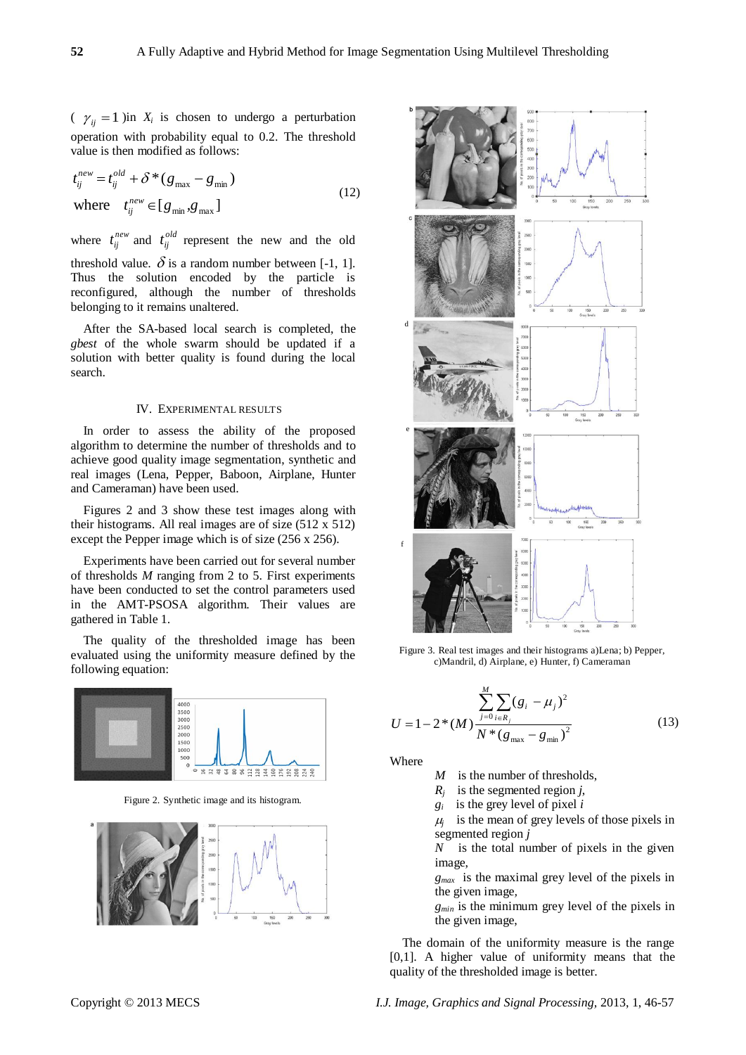( $\gamma_{ij} = 1$ )in $X_i$ is chosen to undergo a perturbation operation with probability equal to 0.2. The threshold value is then modified as follows:

$$t_{ij}^{new} = t_{ij}^{old} + \delta * (g_{\max} - g_{\min}) \quad \text{where} \quad t_{ij}^{new} \in [g_{\min}, g_{\max}] \tag{12}$$

where $t_{ij}^{new}$ and $t_{ij}^{old}$ represent the new and the old threshold value. $\delta$ is a random number between [-1, 1]. Thus the solution encoded by the particle is reconfigured, although the number of thresholds belonging to it remains unaltered.

After the SA-based local search is completed, the *gbest* of the whole swarm should be updated if a solution with better quality is found during the local search.

## IV. Experimental Results

In order to assess the ability of the proposed algorithm to determine the number of thresholds and to achieve good quality image segmentation, synthetic and real images (Lena, Pepper, Baboon, Airplane, Hunter and Cameraman) have been used.

Figures 2 and 3 show these test images along with their histograms. All real images are of size (512 x 512) except the Pepper image which is of size (256 x 256).

Experiments have been carried out for several number of thresholds $M$ ranging from 2 to 5. First experiments have been conducted to set the control parameters used in the AMT-PSOSA algorithm. Their values are gathered in Table 1.

The quality of the thresholded image has been evaluated using the uniformity measure defined by the following equation:

Figure 2. Synthetic image and its histogram.

Figure 3. Real test images and their histograms a)Lena; b) Pepper, c)Mandril, d) Airplane, e) Hunter, f) Cameraman

$$U = 1 - 2*(M)\frac{\sum_{j=0}^{M}\sum_{i \in R_j}(g_i - \mu_j)^2}{N*(g_{\max} - g_{\min})^2} \tag{13}$$

Where

- $M$ is the number of thresholds,
- $R_j$ is the segmented region $j$,
- $g_i$ is the grey level of pixel $i$
- $\mu_j$ is the mean of grey levels of those pixels in segmented region $j$
- $N$ is the total number of pixels in the given image,
- $g_{max}$ is the maximal grey level of the pixels in the given image,
- $g_{min}$ is the minimum grey level of the pixels in the given image,

The domain of the uniformity measure is the range [0,1]. A higher value of uniformity means that the quality of the thresholded image is better.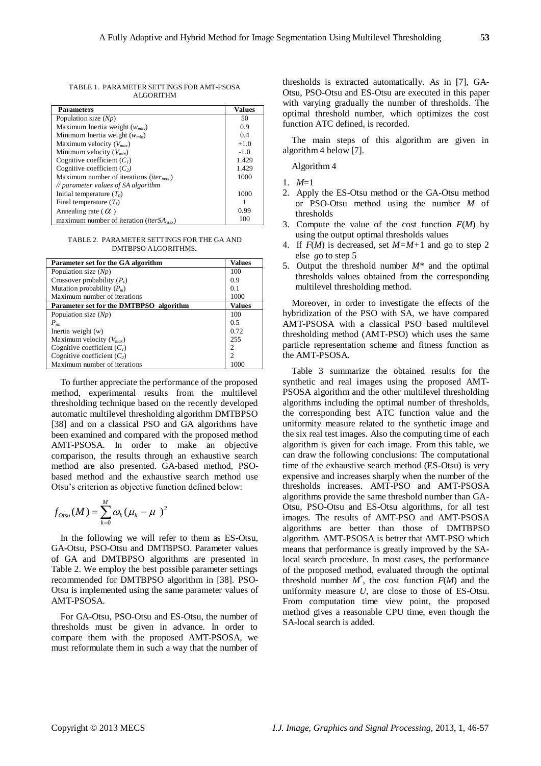TABLE 1. PARAMETER SETTINGS FOR AMT-PSOSA ALGORITHM

| Parameters | Values |
|---|---|
| Population size ($Np$) | 50 |
| Maximum Inertia weight ($w_{max}$) | 0.9 |
| Minimum Inertia weight ($w_{min}$) | 0.4 |
| Maximum velocity ($V_{max}$) | +1.0 |
| Minimum velocity ($V_{min}$) | -1.0 |
| Cognitive coefficient ($C_1$) | 1.429 |
| Cognitive coefficient ($C_2$) | 1.429 |
| Maximum number of iterations ($iter_{max}$) | 1000 |
| *// parameter values of SA algorithm* | |
| Initial temperature ($T_0$) | 1000 |
| Final temperature ($T_f$) | 1 |
| Annealing rate ($\alpha$) | 0.99 |
| maximum number of iteration ($iterSA_{max}$) | 100 |

TABLE 2. PARAMETER SETTINGS FOR THE GA AND DMTBPSO ALGORITHMS.

| Parameter set for the GA algorithm | Values |
|---|---|
| Population size ($Np$) | 100 |
| Crossover probability ($P_c$) | 0.9 |
| Mutation probability ($P_m$) | 0.1 |
| Maximum number of iterations | 1000 |
| **Parameter set for the DMTBPSO algorithm** | **Values** |
| Population size ($Np$) | 100 |
| $P_{ini}$ | 0.5 |
| Inertia weight ($w$) | 0.72 |
| Maximum velocity ($V_{max}$) | 255 |
| Cognitive coefficient ($C_1$) | 2 |
| Cognitive coefficient ($C_2$) | 2 |
| Maximum number of iterations | 1000 |

To further appreciate the performance of the proposed method, experimental results from the multilevel thresholding technique based on the recently developed automatic multilevel thresholding algorithm DMTBPSO [38] and on a classical PSO and GA algorithms have been examined and compared with the proposed method AMT-PSOSA. In order to make an objective comparison, the results through an exhaustive search method are also presented. GA-based method, PSO-based method and the exhaustive search method use Otsu's criterion as objective function defined below:

$$f_{Otsu}(M) = \sum_{k=0}^{M} \omega_k (\mu_k - \mu\ )^2$$

In the following we will refer to them as ES-Otsu, GA-Otsu, PSO-Otsu and DMTBPSO. Parameter values of GA and DMTBPSO algorithms are presented in Table 2. We employ the best possible parameter settings recommended for DMTBPSO algorithm in [38]. PSO-Otsu is implemented using the same parameter values of AMT-PSOSA.

For GA-Otsu, PSO-Otsu and ES-Otsu, the number of thresholds must be given in advance. In order to compare them with the proposed AMT-PSOSA, we must reformulate them in such a way that the number of thresholds is extracted automatically. As in [7], GA-Otsu, PSO-Otsu and ES-Otsu are executed in this paper with varying gradually the number of thresholds. The optimal threshold number, which optimizes the cost function ATC defined, is recorded.

The main steps of this algorithm are given in algorithm 4 below [7].

Algorithm 4

1. $M$=1
2. Apply the ES-Otsu method or the GA-Otsu method or PSO-Otsu method using the number $M$ of thresholds
3. Compute the value of the cost function $F(M)$ by using the output optimal thresholds values
4. If $F(M)$ is decreased, set $M=M+1$ and go to step 2 else *go* to step 5
5. Output the threshold number $M^*$ and the optimal thresholds values obtained from the corresponding multilevel thresholding method.

Moreover, in order to investigate the effects of the hybridization of the PSO with SA, we have compared AMT-PSOSA with a classical PSO based multilevel thresholding method (AMT-PSO) which uses the same particle representation scheme and fitness function as the AMT-PSOSA.

Table 3 summarize the obtained results for the synthetic and real images using the proposed AMT-PSOSA algorithm and the other multilevel thresholding algorithms including the optimal number of thresholds, the corresponding best ATC function value and the uniformity measure related to the synthetic image and the six real test images. Also the computing time of each algorithm is given for each image. From this table, we can draw the following conclusions: The computational time of the exhaustive search method (ES-Otsu) is very expensive and increases sharply when the number of the thresholds increases. AMT-PSO and AMT-PSOSA algorithms provide the same threshold number than GA-Otsu, PSO-Otsu and ES-Otsu algorithms, for all test images. The results of AMT-PSO and AMT-PSOSA algorithms are better than those of DMTBPSO algorithm. AMT-PSOSA is better that AMT-PSO which means that performance is greatly improved by the SA-local search procedure. In most cases, the performance of the proposed method, evaluated through the optimal threshold number $M^*$, the cost function $F(M)$ and the uniformity measure $U$, are close to those of ES-Otsu. From computation time view point, the proposed method gives a reasonable CPU time, even though the SA-local search is added.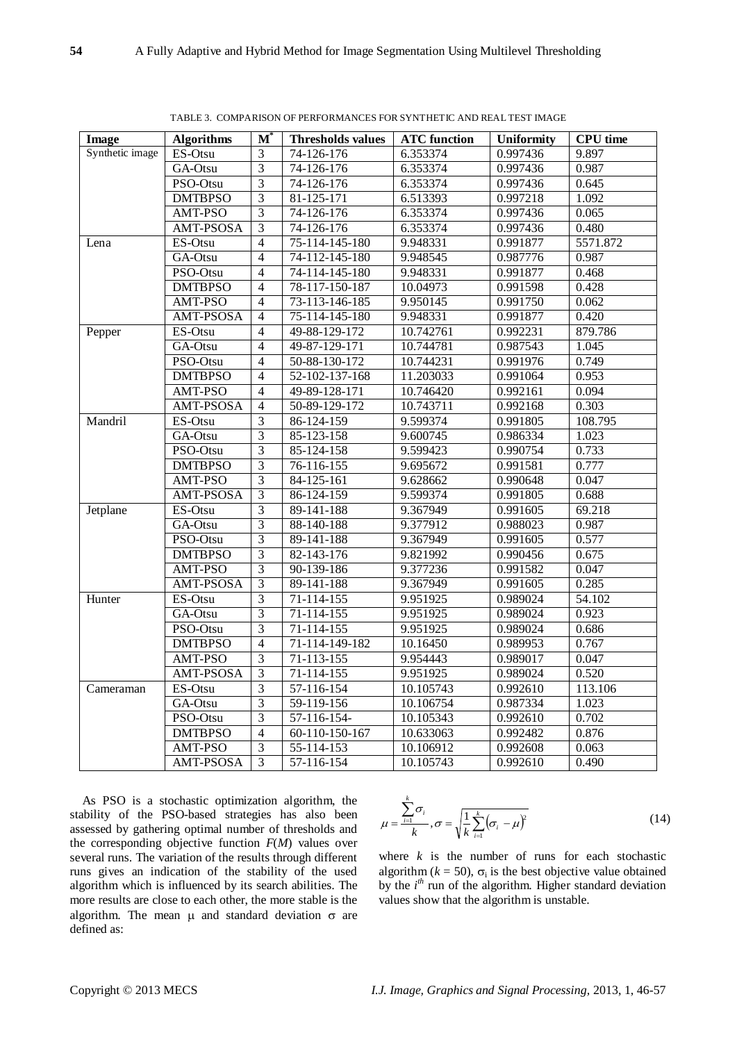TABLE 3. COMPARISON OF PERFORMANCES FOR SYNTHETIC AND REAL TEST IMAGE

| Image | Algorithms | $M^*$ | Thresholds values | ATC function | Uniformity | CPU time |
|---|---|---|---|---|---|---|
| Synthetic image | ES-Otsu | 3 | 74-126-176 | 6.353374 | 0.997436 | 9.897 |
| | GA-Otsu | 3 | 74-126-176 | 6.353374 | 0.997436 | 0.987 |
| | PSO-Otsu | 3 | 74-126-176 | 6.353374 | 0.997436 | 0.645 |
| | DMTBPSO | 3 | 81-125-171 | 6.513393 | 0.997218 | 1.092 |
| | AMT-PSO | 3 | 74-126-176 | 6.353374 | 0.997436 | 0.065 |
| | AMT-PSOSA | 3 | 74-126-176 | 6.353374 | 0.997436 | 0.480 |
| Lena | ES-Otsu | 4 | 75-114-145-180 | 9.948331 | 0.991877 | 5571.872 |
| | GA-Otsu | 4 | 74-112-145-180 | 9.948545 | 0.987776 | 0.987 |
| | PSO-Otsu | 4 | 74-114-145-180 | 9.948331 | 0.991877 | 0.468 |
| | DMTBPSO | 4 | 78-117-150-187 | 10.04973 | 0.991598 | 0.428 |
| | AMT-PSO | 4 | 73-113-146-185 | 9.950145 | 0.991750 | 0.062 |
| | AMT-PSOSA | 4 | 75-114-145-180 | 9.948331 | 0.991877 | 0.420 |
| Pepper | ES-Otsu | 4 | 49-88-129-172 | 10.742761 | 0.992231 | 879.786 |
| | GA-Otsu | 4 | 49-87-129-171 | 10.744781 | 0.987543 | 1.045 |
| | PSO-Otsu | 4 | 50-88-130-172 | 10.744231 | 0.991976 | 0.749 |
| | DMTBPSO | 4 | 52-102-137-168 | 11.203033 | 0.991064 | 0.953 |
| | AMT-PSO | 4 | 49-89-128-171 | 10.746420 | 0.992161 | 0.094 |
| | AMT-PSOSA | 4 | 50-89-129-172 | 10.743711 | 0.992168 | 0.303 |
| Mandril | ES-Otsu | 3 | 86-124-159 | 9.599374 | 0.991805 | 108.795 |
| | GA-Otsu | 3 | 85-123-158 | 9.600745 | 0.986334 | 1.023 |
| | PSO-Otsu | 3 | 85-124-158 | 9.599423 | 0.990754 | 0.733 |
| | DMTBPSO | 3 | 76-116-155 | 9.695672 | 0.991581 | 0.777 |
| | AMT-PSO | 3 | 84-125-161 | 9.628662 | 0.990648 | 0.047 |
| | AMT-PSOSA | 3 | 86-124-159 | 9.599374 | 0.991805 | 0.688 |
| Jetplane | ES-Otsu | 3 | 89-141-188 | 9.367949 | 0.991605 | 69.218 |
| | GA-Otsu | 3 | 88-140-188 | 9.377912 | 0.988023 | 0.987 |
| | PSO-Otsu | 3 | 89-141-188 | 9.367949 | 0.991605 | 0.577 |
| | DMTBPSO | 3 | 82-143-176 | 9.821992 | 0.990456 | 0.675 |
| | AMT-PSO | 3 | 90-139-186 | 9.377236 | 0.991582 | 0.047 |
| | AMT-PSOSA | 3 | 89-141-188 | 9.367949 | 0.991605 | 0.285 |
| Hunter | ES-Otsu | 3 | 71-114-155 | 9.951925 | 0.989024 | 54.102 |
| | GA-Otsu | 3 | 71-114-155 | 9.951925 | 0.989024 | 0.923 |
| | PSO-Otsu | 3 | 71-114-155 | 9.951925 | 0.989024 | 0.686 |
| | DMTBPSO | 4 | 71-114-149-182 | 10.16450 | 0.989953 | 0.767 |
| | AMT-PSO | 3 | 71-113-155 | 9.954443 | 0.989017 | 0.047 |
| | AMT-PSOSA | 3 | 71-114-155 | 9.951925 | 0.989024 | 0.520 |
| Cameraman | ES-Otsu | 3 | 57-116-154 | 10.105743 | 0.992610 | 113.106 |
| | GA-Otsu | 3 | 59-119-156 | 10.106754 | 0.987334 | 1.023 |
| | PSO-Otsu | 3 | 57-116-154- | 10.105343 | 0.992610 | 0.702 |
| | DMTBPSO | 4 | 60-110-150-167 | 10.633063 | 0.992482 | 0.876 |
| | AMT-PSO | 3 | 55-114-153 | 10.106912 | 0.992608 | 0.063 |
| | AMT-PSOSA | 3 | 57-116-154 | 10.105743 | 0.992610 | 0.490 |

As PSO is a stochastic optimization algorithm, the stability of the PSO-based strategies has also been assessed by gathering optimal number of thresholds and the corresponding objective function $F(M)$ values over several runs. The variation of the results through different runs gives an indication of the stability of the used algorithm which is influenced by its search abilities. The more results are close to each other, the more stable is the algorithm. The mean $\mu$ and standard deviation $\sigma$ are defined as:

$$\mu = \frac{\sum_{i=1}^{k} \sigma_i}{k}, \sigma = \sqrt{\frac{1}{k}\sum_{i=1}^{k}\left(\sigma_i - \mu\right)^2} \tag{14}$$

where $k$ is the number of runs for each stochastic algorithm ($k$ = 50), $\sigma_i$ is the best objective value obtained by the $i^{th}$ run of the algorithm. Higher standard deviation values show that the algorithm is unstable.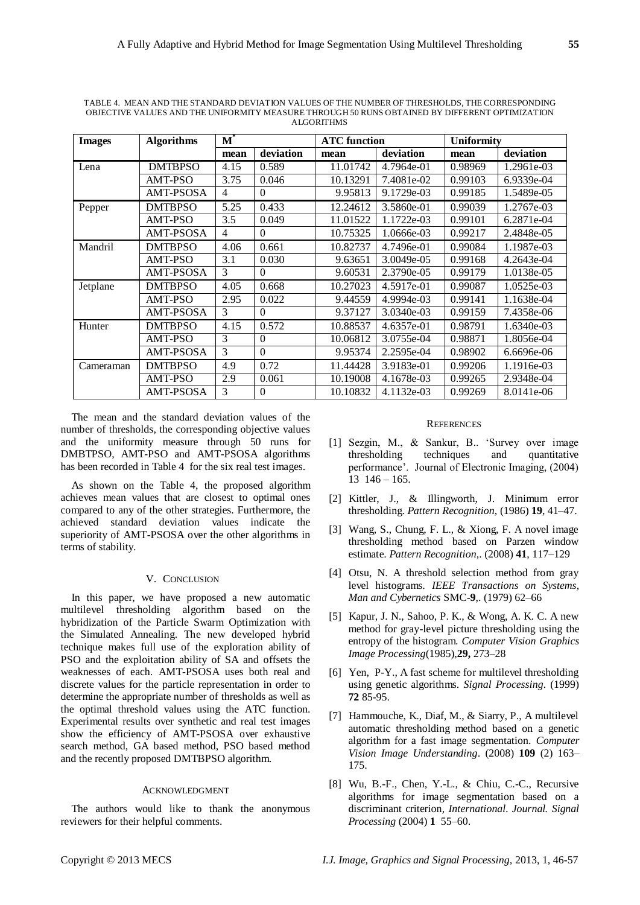TABLE 4. MEAN AND THE STANDARD DEVIATION VALUES OF THE NUMBER OF THRESHOLDS, THE CORRESPONDING OBJECTIVE VALUES AND THE UNIFORMITY MEASURE THROUGH 50 RUNS OBTAINED BY DIFFERENT OPTIMIZATION ALGORITHMS

| Images | Algorithms | $M^*$ | | ATC function | | Uniformity | |
|---|---|---|---|---|---|---|---|
| | | mean | deviation | mean | deviation | mean | deviation |
| Lena | DMTBPSO | 4.15 | 0.589 | 11.01742 | 4.7964e-01 | 0.98969 | 1.2961e-03 |
| | AMT-PSO | 3.75 | 0.046 | 10.13291 | 7.4081e-02 | 0.99103 | 6.9339e-04 |
| | AMT-PSOSA | 4 | 0 | 9.95813 | 9.1729e-03 | 0.99185 | 1.5489e-05 |
| Pepper | DMTBPSO | 5.25 | 0.433 | 12.24612 | 3.5860e-01 | 0.99039 | 1.2767e-03 |
| | AMT-PSO | 3.5 | 0.049 | 11.01522 | 1.1722e-03 | 0.99101 | 6.2871e-04 |
| | AMT-PSOSA | 4 | 0 | 10.75325 | 1.0666e-03 | 0.99217 | 2.4848e-05 |
| Mandril | DMTBPSO | 4.06 | 0.661 | 10.82737 | 4.7496e-01 | 0.99084 | 1.1987e-03 |
| | AMT-PSO | 3.1 | 0.030 | 9.63651 | 3.0049e-05 | 0.99168 | 4.2643e-04 |
| | AMT-PSOSA | 3 | 0 | 9.60531 | 2.3790e-05 | 0.99179 | 1.0138e-05 |
| Jetplane | DMTBPSO | 4.05 | 0.668 | 10.27023 | 4.5917e-01 | 0.99087 | 1.0525e-03 |
| | AMT-PSO | 2.95 | 0.022 | 9.44559 | 4.9994e-03 | 0.99141 | 1.1638e-04 |
| | AMT-PSOSA | 3 | 0 | 9.37127 | 3.0340e-03 | 0.99159 | 7.4358e-06 |
| Hunter | DMTBPSO | 4.15 | 0.572 | 10.88537 | 4.6357e-01 | 0.98791 | 1.6340e-03 |
| | AMT-PSO | 3 | 0 | 10.06812 | 3.0755e-04 | 0.98871 | 1.8056e-04 |
| | AMT-PSOSA | 3 | 0 | 9.95374 | 2.2595e-04 | 0.98902 | 6.6696e-06 |
| Cameraman | DMTBPSO | 4.9 | 0.72 | 11.44428 | 3.9183e-01 | 0.99206 | 1.1916e-03 |
| | AMT-PSO | 2.9 | 0.061 | 10.19008 | 4.1678e-03 | 0.99265 | 2.9348e-04 |
| | AMT-PSOSA | 3 | 0 | 10.10832 | 4.1132e-03 | 0.99269 | 8.0141e-06 |

The mean and the standard deviation values of the number of thresholds, the corresponding objective values and the uniformity measure through 50 runs for DMBTPSO, AMT-PSO and AMT-PSOSA algorithms has been recorded in Table 4 for the six real test images.

As shown on the Table 4, the proposed algorithm achieves mean values that are closest to optimal ones compared to any of the other strategies. Furthermore, the achieved standard deviation values indicate the superiority of AMT-PSOSA over the other algorithms in terms of stability.

## V. CONCLUSION

In this paper, we have proposed a new automatic multilevel thresholding algorithm based on the hybridization of the Particle Swarm Optimization with the Simulated Annealing. The new developed hybrid technique makes full use of the exploration ability of PSO and the exploitation ability of SA and offsets the weaknesses of each. AMT-PSOSA uses both real and discrete values for the particle representation in order to determine the appropriate number of thresholds as well as the optimal threshold values using the ATC function. Experimental results over synthetic and real test images show the efficiency of AMT-PSOSA over exhaustive search method, GA based method, PSO based method and the recently proposed DMTBPSO algorithm.

## ACKNOWLEDGMENT

The authors would like to thank the anonymous reviewers for their helpful comments.

## REFERENCES

[1] Sezgin, M., & Sankur, B.. 'Survey over image thresholding techniques and quantitative performance'. Journal of Electronic Imaging, (2004) 13 146 – 165.

[2] Kittler, J., & Illingworth, J. Minimum error thresholding. *Pattern Recognition*, (1986) **19**, 41–47.

[3] Wang, S., Chung, F. L., & Xiong, F. A novel image thresholding method based on Parzen window estimate. *Pattern Recognition*,. (2008) **41**, 117–129

[4] Otsu, N. A threshold selection method from gray level histograms. *IEEE Transactions on Systems, Man and Cybernetics* SMC-**9**,. (1979) 62–66

[5] Kapur, J. N., Sahoo, P. K., & Wong, A. K. C. A new method for gray-level picture thresholding using the entropy of the histogram. *Computer Vision Graphics Image Processing*(1985),**29,** 273–28

[6] Yen, P-Y., A fast scheme for multilevel thresholding using genetic algorithms. *Signal Processing*. (1999) **72** 85-95.

[7] Hammouche, K., Diaf, M., & Siarry, P., A multilevel automatic thresholding method based on a genetic algorithm for a fast image segmentation. *Computer Vision Image Understanding*. (2008) **109** (2) 163–175.

[8] Wu, B.-F., Chen, Y.-L., & Chiu, C.-C., Recursive algorithms for image segmentation based on a discriminant criterion, *International. Journal. Signal Processing* (2004) **1** 55–60.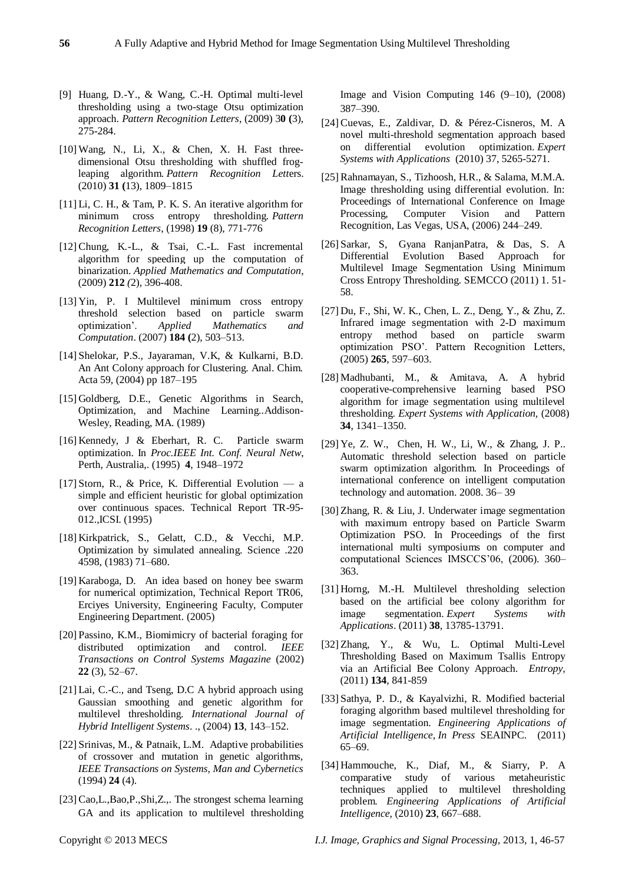[9] Huang, D.-Y., & Wang, C.-H. Optimal multi-level thresholding using a two-stage Otsu optimization approach. *Pattern Recognition Letters*, (2009) 3**0 (**3), 275-284.

[10] Wang, N., Li, X., & Chen, X. H. Fast three-dimensional Otsu thresholding with shuffled frog-leaping algorithm. *Pattern Recognition Lett*ers. (2010) **31 (**13), 1809–1815

[11] Li, C. H., & Tam, P. K. S. An iterative algorithm for minimum cross entropy thresholding. *Pattern Recognition Letters*, (1998) **19** (8), 771-776

[12] Chung, K.-L., & Tsai, C.-L. Fast incremental algorithm for speeding up the computation of binarization. *Applied Mathematics and Computation*, (2009) **212** *(*2), 396-408.

[13] Yin, P. I Multilevel minimum cross entropy threshold selection based on particle swarm optimization'. *Applied Mathematics and Computation*. (2007) **184 (**2), 503–513.

[14] Shelokar, P.S., Jayaraman, V.K, & Kulkarni, B.D. An Ant Colony approach for Clustering. Anal. Chim. Acta 59, (2004) pp 187–195

[15] Goldberg, D.E., Genetic Algorithms in Search, Optimization, and Machine Learning..Addison-Wesley, Reading, MA. (1989)

[16] Kennedy, J & Eberhart, R. C. Particle swarm optimization. In *Proc.IEEE Int. Conf. Neural Netw*, Perth, Australia,. (1995) **4**, 1948–1972

[17] Storn, R., & Price, K. Differential Evolution — a simple and efficient heuristic for global optimization over continuous spaces. Technical Report TR-95-012.,ICSI. (1995)

[18] Kirkpatrick, S., Gelatt, C.D., & Vecchi, M.P. Optimization by simulated annealing. Science .220 4598, (1983) 71–680.

[19] Karaboga, D. An idea based on honey bee swarm for numerical optimization, Technical Report TR06, Erciyes University, Engineering Faculty, Computer Engineering Department. (2005)

[20] Passino, K.M., Biomimicry of bacterial foraging for distributed optimization and control. *IEEE Transactions on Control Systems Magazine* (2002) **22** (3), 52–67.

[21] Lai, C.-C., and Tseng, D.C A hybrid approach using Gaussian smoothing and genetic algorithm for multilevel thresholding. *International Journal of Hybrid Intelligent Systems*. ., (2004) **13**, 143–152.

[22] Srinivas, M., & Patnaik, L.M. Adaptive probabilities of crossover and mutation in genetic algorithms, *IEEE Transactions on Systems, Man and Cybernetics* (1994) **24** (4).

[23] Cao,L.,Bao,P.,Shi,Z.,. The strongest schema learning GA and its application to multilevel thresholding Image and Vision Computing 146 (9–10), (2008) 387–390.

[24] Cuevas, E., Zaldivar, D. & Pérez-Cisneros, M. A novel multi-threshold segmentation approach based on differential evolution optimization. *Expert Systems with Applications* (2010) 37, 5265-5271.

[25] Rahnamayan, S., Tizhoosh, H.R., & Salama, M.M.A. Image thresholding using differential evolution. In: Proceedings of International Conference on Image Processing, Computer Vision and Pattern Recognition, Las Vegas, USA, (2006) 244–249.

[26] Sarkar, S, Gyana RanjanPatra, & Das, S. A Differential Evolution Based Approach for Multilevel Image Segmentation Using Minimum Cross Entropy Thresholding. SEMCCO (2011) 1. 51-58.

[27] Du, F., Shi, W. K., Chen, L. Z., Deng, Y., & Zhu, Z. Infrared image segmentation with 2-D maximum entropy method based on particle swarm optimization PSO'. Pattern Recognition Letters, (2005) **265**, 597–603.

[28] Madhubanti, M., & Amitava, A. A hybrid cooperative-comprehensive learning based PSO algorithm for image segmentation using multilevel thresholding. *Expert Systems with Application,* (2008) **34**, 1341–1350.

[29] Ye, Z. W., Chen, H. W., Li, W., & Zhang, J. P.. Automatic threshold selection based on particle swarm optimization algorithm. In Proceedings of international conference on intelligent computation technology and automation. 2008. 36– 39

[30] Zhang, R. & Liu, J. Underwater image segmentation with maximum entropy based on Particle Swarm Optimization PSO. In Proceedings of the first international multi symposiums on computer and computational Sciences IMSCCS'06, (2006). 360–363.

[31] Horng, M.-H. Multilevel thresholding selection based on the artificial bee colony algorithm for image segmentation. *Expert Systems with Applications*. (2011) **38**, 13785-13791.

[32] Zhang, Y., & Wu, L. Optimal Multi-Level Thresholding Based on Maximum Tsallis Entropy via an Artificial Bee Colony Approach. *Entropy*, (2011) **134**, 841-859

[33] Sathya, P. D., & Kayalvizhi, R. Modified bacterial foraging algorithm based multilevel thresholding for image segmentation. *Engineering Applications of Artificial Intelligence, In Press* SEAINPC. (2011) 65–69.

[34] Hammouche, K., Diaf, M., & Siarry, P. A comparative study of various metaheuristic techniques applied to multilevel thresholding problem. *Engineering Applications of Artificial Intelligence*, (2010) **23**, 667–688.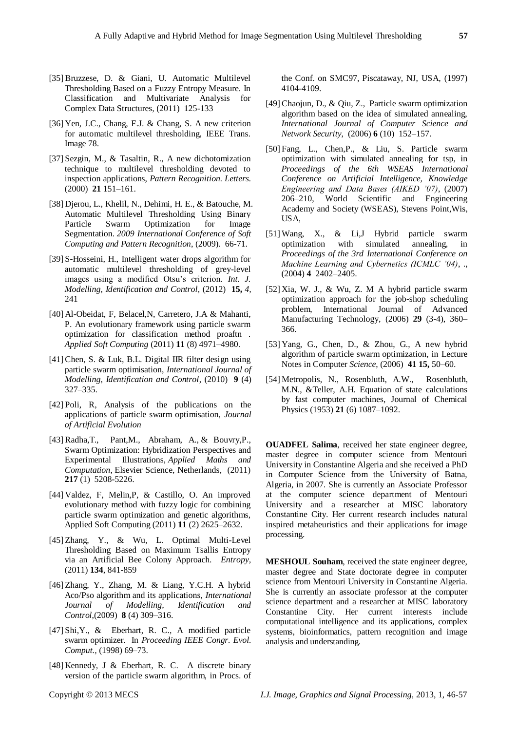[35] Bruzzese, D. & Giani, U. Automatic Multilevel Thresholding Based on a Fuzzy Entropy Measure. In Classification and Multivariate Analysis for Complex Data Structures, (2011) 125-133

[36] Yen, J.C., Chang, F.J. & Chang, S. A new criterion for automatic multilevel thresholding, IEEE Trans. Image 78.

[37] Sezgin, M., & Tasaltin, R., A new dichotomization technique to multilevel thresholding devoted to inspection applications, *Pattern Recognition. Letters.* (2000) **21** 151–161.

[38] Djerou, L., Khelil, N., Dehimi, H. E., & Batouche, M. Automatic Multilevel Thresholding Using Binary Particle Swarm Optimization for Image Segmentation. *2009 International Conference of Soft Computing and Pattern Recognition*, (2009). 66-71.

[39] S-Hosseini, H., Intelligent water drops algorithm for automatic multilevel thresholding of grey-level images using a modified Otsu's criterion. *Int. J. Modelling, Identification and Control*, (2012) **15,** *4*, 241

[40] Al-Obeidat, F, Belacel,N, Carretero, J.A & Mahanti, P. An evolutionary framework using particle swarm optimization for classification method proaftn . *Applied Soft Computing* (2011) **11** (8) 4971–4980.

[41] Chen, S. & Luk, B.L. Digital IIR filter design using particle swarm optimisation, *International Journal of Modelling, Identification and Control*, (2010) **9** (4) 327–335.

[42] Poli, R, Analysis of the publications on the applications of particle swarm optimisation, *Journal of Artificial Evolution*

[43] Radha,T., Pant,M., Abraham, A.,& Bouvry,P., Swarm Optimization: Hybridization Perspectives and Experimental Illustrations, *Applied Maths and Computation*, Elsevier Science, Netherlands, (2011) **217** (1) 5208-5226.

[44] Valdez, F, Melin,P, & Castillo, O. An improved evolutionary method with fuzzy logic for combining particle swarm optimization and genetic algorithms, Applied Soft Computing (2011) **11** (2) 2625–2632.

[45] Zhang, Y., & Wu, L. Optimal Multi-Level Thresholding Based on Maximum Tsallis Entropy via an Artificial Bee Colony Approach. *Entropy*, (2011) **134**, 841-859

[46] Zhang, Y., Zhang, M. & Liang, Y.C.H. A hybrid Aco/Pso algorithm and its applications, *International Journal of Modelling, Identification and Control*,(2009) **8** (4) 309–316.

[47] Shi,Y., & Eberhart, R. C., A modified particle swarm optimizer. In *Proceeding IEEE Congr. Evol. Comput.*, (1998) 69–73.

[48] Kennedy, J & Eberhart, R. C. A discrete binary version of the particle swarm algorithm, in Procs. of the Conf. on SMC97, Piscataway, NJ, USA, (1997) 4104-4109.

[49] Chaojun, D., & Qiu, Z., Particle swarm optimization algorithm based on the idea of simulated annealing, *International Journal of Computer Science and Network Security*, (2006) **6** (10) 152–157.

[50] Fang, L., Chen,P., & Liu, S. Particle swarm optimization with simulated annealing for tsp, in *Proceedings of the 6th WSEAS International Conference on Artificial Intelligence, Knowledge Engineering and Data Bases (AIKED '07)*, (2007) 206–210, World Scientific and Engineering Academy and Society (WSEAS), Stevens Point,Wis, USA,

[51] Wang, X., & Li,J Hybrid particle swarm optimization with simulated annealing, in *Proceedings of the 3rd International Conference on Machine Learning and Cybernetics (ICMLC '04)*, ., (2004) **4** 2402–2405.

[52] Xia, W. J., & Wu, Z. M A hybrid particle swarm optimization approach for the job-shop scheduling problem, International Journal of Advanced Manufacturing Technology, (2006) **29** (3-4), 360–366.

[53] Yang, G., Chen, D., & Zhou, G., A new hybrid algorithm of particle swarm optimization, in Lecture Notes in Computer *Science*, (2006) **41 15,** 50–60.

[54] Metropolis, N., Rosenbluth, A.W., Rosenbluth, M.N., &Teller, A.H. Equation of state calculations by fast computer machines, Journal of Chemical Physics (1953) **21** (6) 1087–1092.

**OUADFEL Salima**, received her state engineer degree, master degree in computer science from Mentouri University in Constantine Algeria and she received a PhD in Computer Science from the University of Batna, Algeria, in 2007. She is currently an Associate Professor at the computer science department of Mentouri University and a researcher at MISC laboratory Constantine City. Her current research includes natural inspired metaheuristics and their applications for image processing.

**MESHOUL Souham**, received the state engineer degree, master degree and State doctorate degree in computer science from Mentouri University in Constantine Algeria. She is currently an associate professor at the computer science department and a researcher at MISC laboratory Constantine City. Her current interests include computational intelligence and its applications, complex systems, bioinformatics, pattern recognition and image analysis and understanding.